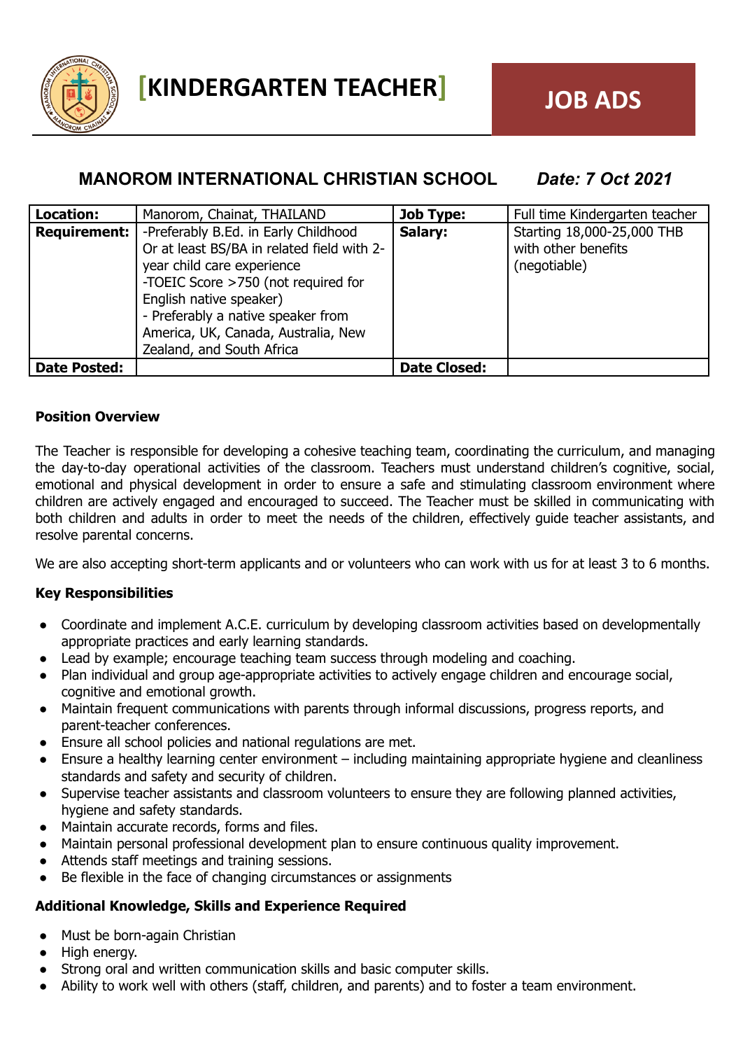# [KINDERGARTEN TEACHER]

**JOB ADS**

## MANOROM INTERNATIONAL CHRISTIAN SCHOOL *Date: 7 Oct 2021*

| **Location:** | Manorom, Chainat, THAILAND | **Job Type:** | Full time Kindergarten teacher |
|---|---|---|---|
| **Requirement:** | -Preferably B.Ed. in Early Childhood Or at least BS/BA in related field with 2-year child care experience<br>-TOEIC Score >750 (not required for English native speaker)<br>- Preferably a native speaker from America, UK, Canada, Australia, New Zealand, and South Africa | **Salary:** | Starting 18,000-25,000 THB with other benefits (negotiable) |
| **Date Posted:** | | **Date Closed:** | |

**Position Overview**

The Teacher is responsible for developing a cohesive teaching team, coordinating the curriculum, and managing the day-to-day operational activities of the classroom. Teachers must understand children's cognitive, social, emotional and physical development in order to ensure a safe and stimulating classroom environment where children are actively engaged and encouraged to succeed. The Teacher must be skilled in communicating with both children and adults in order to meet the needs of the children, effectively guide teacher assistants, and resolve parental concerns.

We are also accepting short-term applicants and or volunteers who can work with us for at least 3 to 6 months.

**Key Responsibilities**

- Coordinate and implement A.C.E. curriculum by developing classroom activities based on developmentally appropriate practices and early learning standards.
- Lead by example; encourage teaching team success through modeling and coaching.
- Plan individual and group age-appropriate activities to actively engage children and encourage social, cognitive and emotional growth.
- Maintain frequent communications with parents through informal discussions, progress reports, and parent-teacher conferences.
- Ensure all school policies and national regulations are met.
- Ensure a healthy learning center environment – including maintaining appropriate hygiene and cleanliness standards and safety and security of children.
- Supervise teacher assistants and classroom volunteers to ensure they are following planned activities, hygiene and safety standards.
- Maintain accurate records, forms and files.
- Maintain personal professional development plan to ensure continuous quality improvement.
- Attends staff meetings and training sessions.
- Be flexible in the face of changing circumstances or assignments

**Additional Knowledge, Skills and Experience Required**

- Must be born-again Christian
- High energy.
- Strong oral and written communication skills and basic computer skills.
- Ability to work well with others (staff, children, and parents) and to foster a team environment.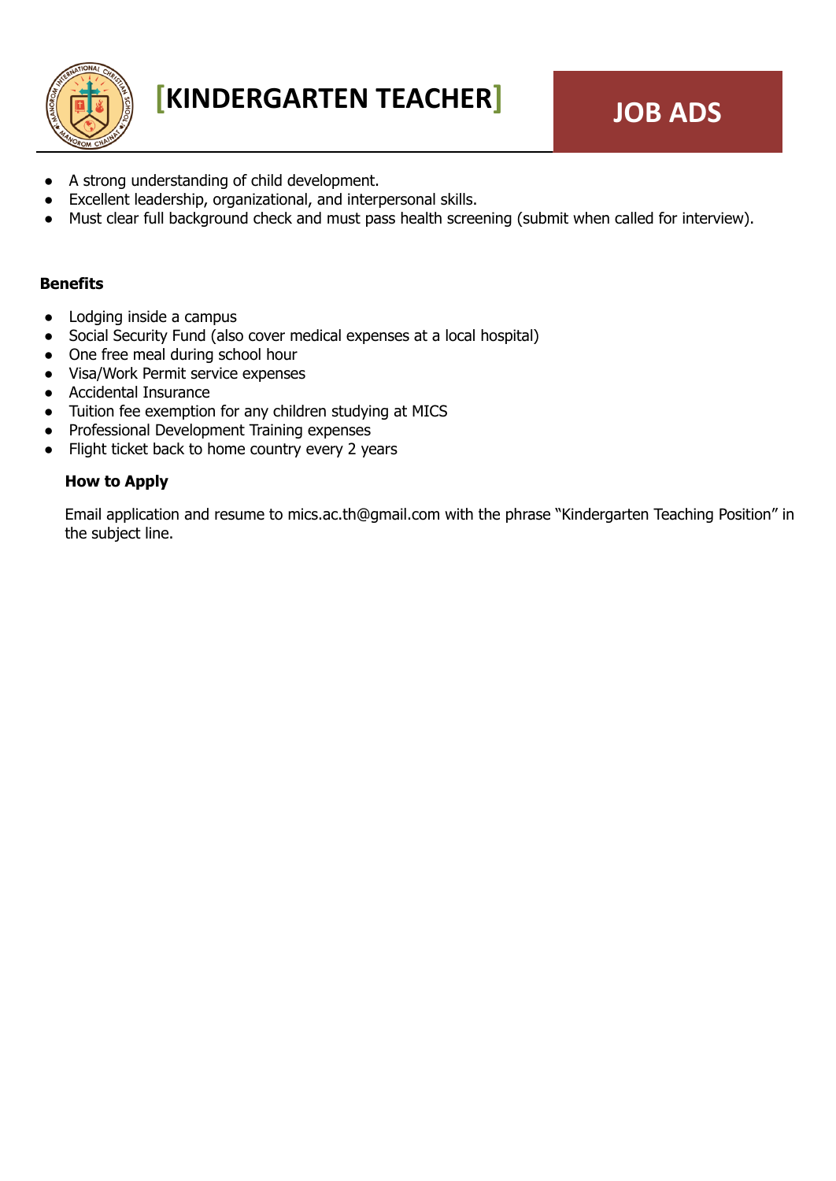# [KINDERGARTEN TEACHER]

JOB ADS

- A strong understanding of child development.
- Excellent leadership, organizational, and interpersonal skills.
- Must clear full background check and must pass health screening (submit when called for interview).

**Benefits**

- Lodging inside a campus
- Social Security Fund (also cover medical expenses at a local hospital)
- One free meal during school hour
- Visa/Work Permit service expenses
- Accidental Insurance
- Tuition fee exemption for any children studying at MICS
- Professional Development Training expenses
- Flight ticket back to home country every 2 years

**How to Apply**

Email application and resume to mics.ac.th@gmail.com with the phrase "Kindergarten Teaching Position" in the subject line.